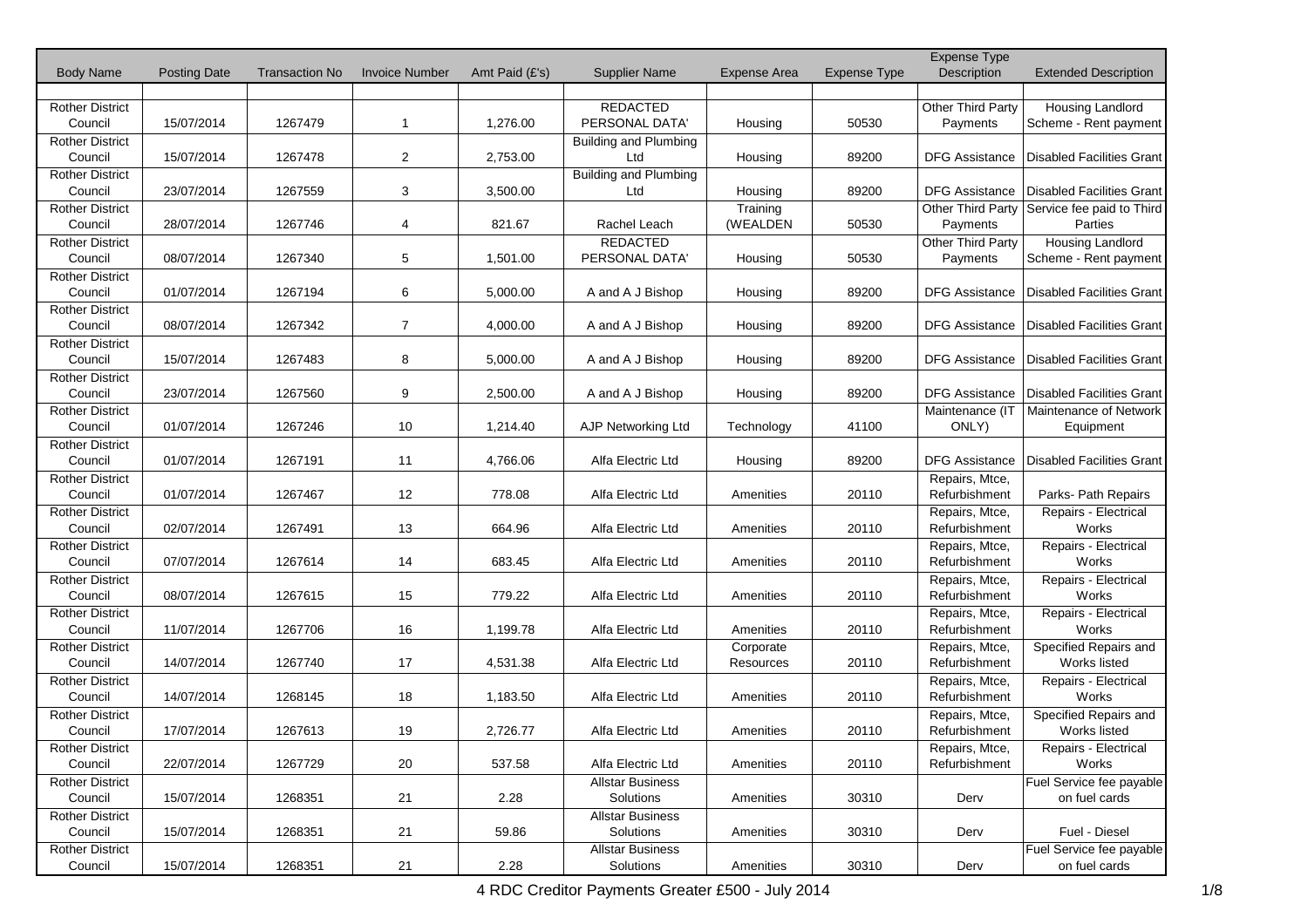| Body Name | Posting Date | Transaction No | Invoice Number | Amt Paid (£'s) | Supplier Name | Expense Area | Expense Type | Expense Type Description | Extended Description |
|---|---|---|---|---|---|---|---|---|---|
| | | | | | | | | | |
| Rother District Council | 15/07/2014 | 1267479 | 1 | 1,276.00 | REDACTED PERSONAL DATA' | Housing | 50530 | Other Third Party Payments | Housing Landlord Scheme - Rent payment |
| Rother District Council | 15/07/2014 | 1267478 | 2 | 2,753.00 | Building and Plumbing Ltd | Housing | 89200 | DFG Assistance | Disabled Facilities Grant |
| Rother District Council | 23/07/2014 | 1267559 | 3 | 3,500.00 | Building and Plumbing Ltd | Housing | 89200 | DFG Assistance | Disabled Facilities Grant |
| Rother District Council | 28/07/2014 | 1267746 | 4 | 821.67 | Rachel Leach | Training (WEALDEN | 50530 | Other Third Party Payments | Service fee paid to Third Parties |
| Rother District Council | 08/07/2014 | 1267340 | 5 | 1,501.00 | REDACTED PERSONAL DATA' | Housing | 50530 | Other Third Party Payments | Housing Landlord Scheme - Rent payment |
| Rother District Council | 01/07/2014 | 1267194 | 6 | 5,000.00 | A and A J Bishop | Housing | 89200 | DFG Assistance | Disabled Facilities Grant |
| Rother District Council | 08/07/2014 | 1267342 | 7 | 4,000.00 | A and A J Bishop | Housing | 89200 | DFG Assistance | Disabled Facilities Grant |
| Rother District Council | 15/07/2014 | 1267483 | 8 | 5,000.00 | A and A J Bishop | Housing | 89200 | DFG Assistance | Disabled Facilities Grant |
| Rother District Council | 23/07/2014 | 1267560 | 9 | 2,500.00 | A and A J Bishop | Housing | 89200 | DFG Assistance | Disabled Facilities Grant |
| Rother District Council | 01/07/2014 | 1267246 | 10 | 1,214.40 | AJP Networking Ltd | Technology | 41100 | Maintenance (IT ONLY) | Maintenance of Network Equipment |
| Rother District Council | 01/07/2014 | 1267191 | 11 | 4,766.06 | Alfa Electric Ltd | Housing | 89200 | DFG Assistance | Disabled Facilities Grant |
| Rother District Council | 01/07/2014 | 1267467 | 12 | 778.08 | Alfa Electric Ltd | Amenities | 20110 | Repairs, Mtce, Refurbishment | Parks- Path Repairs |
| Rother District Council | 02/07/2014 | 1267491 | 13 | 664.96 | Alfa Electric Ltd | Amenities | 20110 | Repairs, Mtce, Refurbishment | Repairs - Electrical Works |
| Rother District Council | 07/07/2014 | 1267614 | 14 | 683.45 | Alfa Electric Ltd | Amenities | 20110 | Repairs, Mtce, Refurbishment | Repairs - Electrical Works |
| Rother District Council | 08/07/2014 | 1267615 | 15 | 779.22 | Alfa Electric Ltd | Amenities | 20110 | Repairs, Mtce, Refurbishment | Repairs - Electrical Works |
| Rother District Council | 11/07/2014 | 1267706 | 16 | 1,199.78 | Alfa Electric Ltd | Amenities | 20110 | Repairs, Mtce, Refurbishment | Repairs - Electrical Works |
| Rother District Council | 14/07/2014 | 1267740 | 17 | 4,531.38 | Alfa Electric Ltd | Corporate Resources | 20110 | Repairs, Mtce, Refurbishment | Specified Repairs and Works listed |
| Rother District Council | 14/07/2014 | 1268145 | 18 | 1,183.50 | Alfa Electric Ltd | Amenities | 20110 | Repairs, Mtce, Refurbishment | Repairs - Electrical Works |
| Rother District Council | 17/07/2014 | 1267613 | 19 | 2,726.77 | Alfa Electric Ltd | Amenities | 20110 | Repairs, Mtce, Refurbishment | Specified Repairs and Works listed |
| Rother District Council | 22/07/2014 | 1267729 | 20 | 537.58 | Alfa Electric Ltd | Amenities | 20110 | Repairs, Mtce, Refurbishment | Repairs - Electrical Works |
| Rother District Council | 15/07/2014 | 1268351 | 21 | 2.28 | Allstar Business Solutions | Amenities | 30310 | Derv | Fuel Service fee payable on fuel cards |
| Rother District Council | 15/07/2014 | 1268351 | 21 | 59.86 | Allstar Business Solutions | Amenities | 30310 | Derv | Fuel - Diesel |
| Rother District Council | 15/07/2014 | 1268351 | 21 | 2.28 | Allstar Business Solutions | Amenities | 30310 | Derv | Fuel Service fee payable on fuel cards |

4 RDC Creditor Payments Greater £500 - July 2014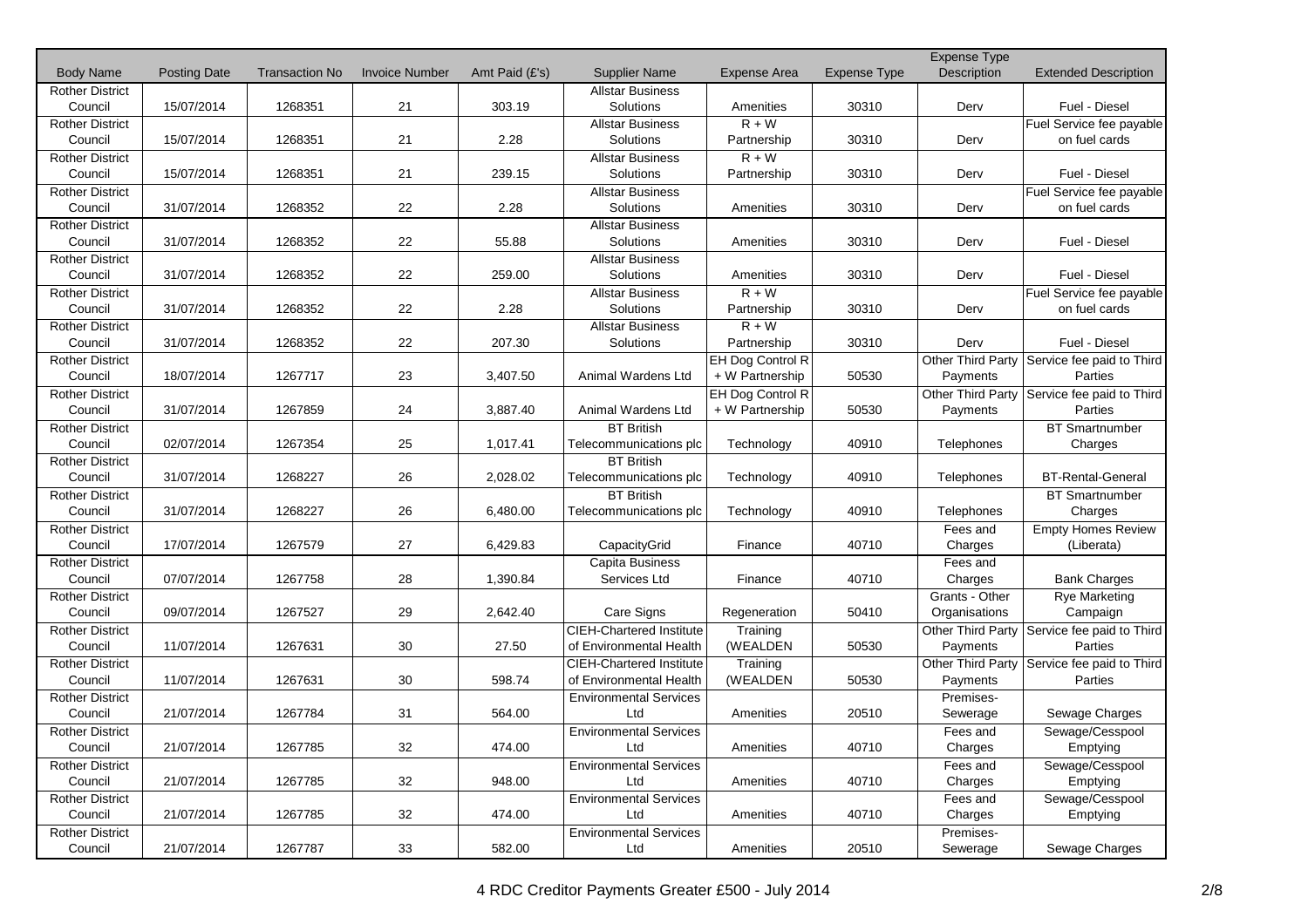| Body Name | Posting Date | Transaction No | Invoice Number | Amt Paid (£'s) | Supplier Name | Expense Area | Expense Type | Expense Type Description | Extended Description |
|---|---|---|---|---|---|---|---|---|---|
| Rother District Council | 15/07/2014 | 1268351 | 21 | 303.19 | Allstar Business Solutions | Amenities | 30310 | Derv | Fuel - Diesel |
| Rother District Council | 15/07/2014 | 1268351 | 21 | 2.28 | Allstar Business Solutions | R + W Partnership | 30310 | Derv | Fuel Service fee payable on fuel cards |
| Rother District Council | 15/07/2014 | 1268351 | 21 | 239.15 | Allstar Business Solutions | R + W Partnership | 30310 | Derv | Fuel - Diesel |
| Rother District Council | 31/07/2014 | 1268352 | 22 | 2.28 | Allstar Business Solutions | Amenities | 30310 | Derv | Fuel Service fee payable on fuel cards |
| Rother District Council | 31/07/2014 | 1268352 | 22 | 55.88 | Allstar Business Solutions | Amenities | 30310 | Derv | Fuel - Diesel |
| Rother District Council | 31/07/2014 | 1268352 | 22 | 259.00 | Allstar Business Solutions | Amenities | 30310 | Derv | Fuel - Diesel |
| Rother District Council | 31/07/2014 | 1268352 | 22 | 2.28 | Allstar Business Solutions | R + W Partnership | 30310 | Derv | Fuel Service fee payable on fuel cards |
| Rother District Council | 31/07/2014 | 1268352 | 22 | 207.30 | Allstar Business Solutions | R + W Partnership | 30310 | Derv | Fuel - Diesel |
| Rother District Council | 18/07/2014 | 1267717 | 23 | 3,407.50 | Animal Wardens Ltd | EH Dog Control R + W Partnership | 50530 | Other Third Party Payments | Service fee paid to Third Parties |
| Rother District Council | 31/07/2014 | 1267859 | 24 | 3,887.40 | Animal Wardens Ltd | EH Dog Control R + W Partnership | 50530 | Other Third Party Payments | Service fee paid to Third Parties |
| Rother District Council | 02/07/2014 | 1267354 | 25 | 1,017.41 | BT British Telecommunications plc | Technology | 40910 | Telephones | BT Smartnumber Charges |
| Rother District Council | 31/07/2014 | 1268227 | 26 | 2,028.02 | BT British Telecommunications plc | Technology | 40910 | Telephones | BT-Rental-General |
| Rother District Council | 31/07/2014 | 1268227 | 26 | 6,480.00 | BT British Telecommunications plc | Technology | 40910 | Telephones | BT Smartnumber Charges |
| Rother District Council | 17/07/2014 | 1267579 | 27 | 6,429.83 | CapacityGrid | Finance | 40710 | Fees and Charges | Empty Homes Review (Liberata) |
| Rother District Council | 07/07/2014 | 1267758 | 28 | 1,390.84 | Capita Business Services Ltd | Finance | 40710 | Fees and Charges | Bank Charges |
| Rother District Council | 09/07/2014 | 1267527 | 29 | 2,642.40 | Care Signs | Regeneration | 50410 | Grants - Other Organisations | Rye Marketing Campaign |
| Rother District Council | 11/07/2014 | 1267631 | 30 | 27.50 | CIEH-Chartered Institute of Environmental Health | Training (WEALDEN | 50530 | Other Third Party Payments | Service fee paid to Third Parties |
| Rother District Council | 11/07/2014 | 1267631 | 30 | 598.74 | CIEH-Chartered Institute of Environmental Health | Training (WEALDEN | 50530 | Other Third Party Payments | Service fee paid to Third Parties |
| Rother District Council | 21/07/2014 | 1267784 | 31 | 564.00 | Environmental Services Ltd | Amenities | 20510 | Premises-Sewerage | Sewage Charges |
| Rother District Council | 21/07/2014 | 1267785 | 32 | 474.00 | Environmental Services Ltd | Amenities | 40710 | Fees and Charges | Sewage/Cesspool Emptying |
| Rother District Council | 21/07/2014 | 1267785 | 32 | 948.00 | Environmental Services Ltd | Amenities | 40710 | Fees and Charges | Sewage/Cesspool Emptying |
| Rother District Council | 21/07/2014 | 1267785 | 32 | 474.00 | Environmental Services Ltd | Amenities | 40710 | Fees and Charges | Sewage/Cesspool Emptying |
| Rother District Council | 21/07/2014 | 1267787 | 33 | 582.00 | Environmental Services Ltd | Amenities | 20510 | Premises-Sewerage | Sewage Charges |

4 RDC Creditor Payments Greater £500 - July 2014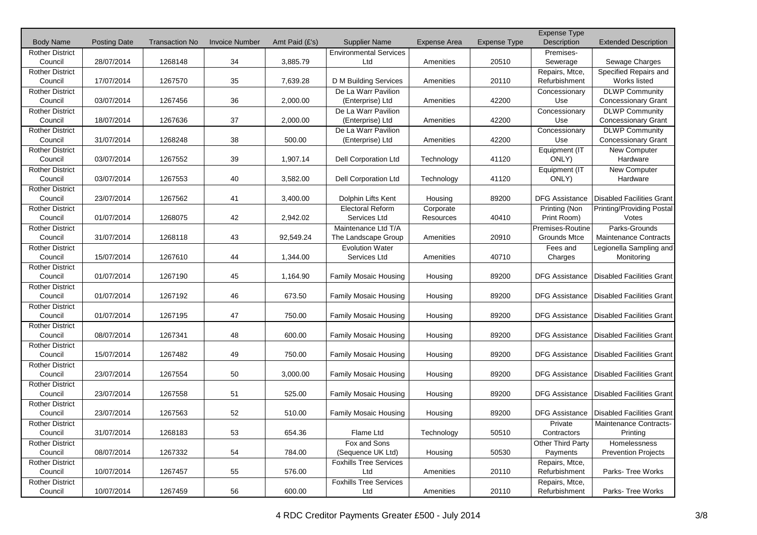| Body Name | Posting Date | Transaction No | Invoice Number | Amt Paid (£'s) | Supplier Name | Expense Area | Expense Type | Expense Type Description | Extended Description |
|---|---|---|---|---|---|---|---|---|---|
| Rother District Council | 28/07/2014 | 1268148 | 34 | 3,885.79 | Environmental Services Ltd | Amenities | 20510 | Premises-Sewerage | Sewage Charges |
| Rother District Council | 17/07/2014 | 1267570 | 35 | 7,639.28 | D M Building Services | Amenities | 20110 | Repairs, Mtce, Refurbishment | Specified Repairs and Works listed |
| Rother District Council | 03/07/2014 | 1267456 | 36 | 2,000.00 | De La Warr Pavilion (Enterprise) Ltd | Amenities | 42200 | Concessionary Use | DLWP Community Concessionary Grant |
| Rother District Council | 18/07/2014 | 1267636 | 37 | 2,000.00 | De La Warr Pavilion (Enterprise) Ltd | Amenities | 42200 | Concessionary Use | DLWP Community Concessionary Grant |
| Rother District Council | 31/07/2014 | 1268248 | 38 | 500.00 | De La Warr Pavilion (Enterprise) Ltd | Amenities | 42200 | Concessionary Use | DLWP Community Concessionary Grant |
| Rother District Council | 03/07/2014 | 1267552 | 39 | 1,907.14 | Dell Corporation Ltd | Technology | 41120 | Equipment (IT ONLY) | New Computer Hardware |
| Rother District Council | 03/07/2014 | 1267553 | 40 | 3,582.00 | Dell Corporation Ltd | Technology | 41120 | Equipment (IT ONLY) | New Computer Hardware |
| Rother District Council | 23/07/2014 | 1267562 | 41 | 3,400.00 | Dolphin Lifts Kent | Housing | 89200 | DFG Assistance | Disabled Facilities Grant |
| Rother District Council | 01/07/2014 | 1268075 | 42 | 2,942.02 | Electoral Reform Services Ltd | Corporate Resources | 40410 | Printing (Non Print Room) | Printing/Providing Postal Votes |
| Rother District Council | 31/07/2014 | 1268118 | 43 | 92,549.24 | Maintenance Ltd T/A The Landscape Group | Amenities | 20910 | Premises-Routine Grounds Mtce | Parks-Grounds Maintenance Contracts |
| Rother District Council | 15/07/2014 | 1267610 | 44 | 1,344.00 | Evolution Water Services Ltd | Amenities | 40710 | Fees and Charges | Legionella Sampling and Monitoring |
| Rother District Council | 01/07/2014 | 1267190 | 45 | 1,164.90 | Family Mosaic Housing | Housing | 89200 | DFG Assistance | Disabled Facilities Grant |
| Rother District Council | 01/07/2014 | 1267192 | 46 | 673.50 | Family Mosaic Housing | Housing | 89200 | DFG Assistance | Disabled Facilities Grant |
| Rother District Council | 01/07/2014 | 1267195 | 47 | 750.00 | Family Mosaic Housing | Housing | 89200 | DFG Assistance | Disabled Facilities Grant |
| Rother District Council | 08/07/2014 | 1267341 | 48 | 600.00 | Family Mosaic Housing | Housing | 89200 | DFG Assistance | Disabled Facilities Grant |
| Rother District Council | 15/07/2014 | 1267482 | 49 | 750.00 | Family Mosaic Housing | Housing | 89200 | DFG Assistance | Disabled Facilities Grant |
| Rother District Council | 23/07/2014 | 1267554 | 50 | 3,000.00 | Family Mosaic Housing | Housing | 89200 | DFG Assistance | Disabled Facilities Grant |
| Rother District Council | 23/07/2014 | 1267558 | 51 | 525.00 | Family Mosaic Housing | Housing | 89200 | DFG Assistance | Disabled Facilities Grant |
| Rother District Council | 23/07/2014 | 1267563 | 52 | 510.00 | Family Mosaic Housing | Housing | 89200 | DFG Assistance | Disabled Facilities Grant |
| Rother District Council | 31/07/2014 | 1268183 | 53 | 654.36 | Flame Ltd | Technology | 50510 | Private Contractors | Maintenance Contracts-Printing |
| Rother District Council | 08/07/2014 | 1267332 | 54 | 784.00 | Fox and Sons (Sequence UK Ltd) | Housing | 50530 | Other Third Party Payments | Homelessness Prevention Projects |
| Rother District Council | 10/07/2014 | 1267457 | 55 | 576.00 | Foxhills Tree Services Ltd | Amenities | 20110 | Repairs, Mtce, Refurbishment | Parks- Tree Works |
| Rother District Council | 10/07/2014 | 1267459 | 56 | 600.00 | Foxhills Tree Services Ltd | Amenities | 20110 | Repairs, Mtce, Refurbishment | Parks- Tree Works |

4 RDC Creditor Payments Greater £500 - July 2014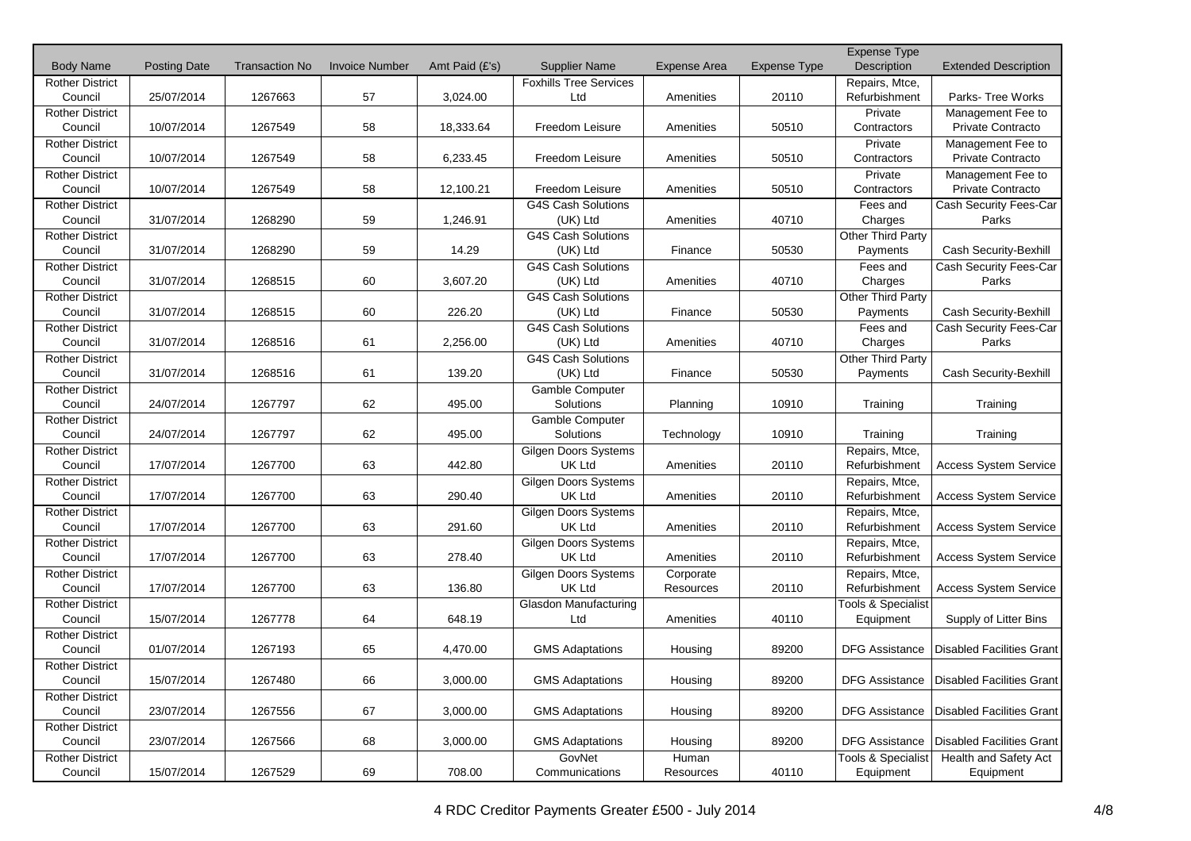| Body Name | Posting Date | Transaction No | Invoice Number | Amt Paid (£'s) | Supplier Name | Expense Area | Expense Type | Expense Type Description | Extended Description |
|---|---|---|---|---|---|---|---|---|---|
| Rother District Council | 25/07/2014 | 1267663 | 57 | 3,024.00 | Foxhills Tree Services Ltd | Amenities | 20110 | Repairs, Mtce, Refurbishment | Parks- Tree Works |
| Rother District Council | 10/07/2014 | 1267549 | 58 | 18,333.64 | Freedom Leisure | Amenities | 50510 | Private Contractors | Management Fee to Private Contracto |
| Rother District Council | 10/07/2014 | 1267549 | 58 | 6,233.45 | Freedom Leisure | Amenities | 50510 | Private Contractors | Management Fee to Private Contracto |
| Rother District Council | 10/07/2014 | 1267549 | 58 | 12,100.21 | Freedom Leisure | Amenities | 50510 | Private Contractors | Management Fee to Private Contracto |
| Rother District Council | 31/07/2014 | 1268290 | 59 | 1,246.91 | G4S Cash Solutions (UK) Ltd | Amenities | 40710 | Fees and Charges | Cash Security Fees-Car Parks |
| Rother District Council | 31/07/2014 | 1268290 | 59 | 14.29 | G4S Cash Solutions (UK) Ltd | Finance | 50530 | Other Third Party Payments | Cash Security-Bexhill |
| Rother District Council | 31/07/2014 | 1268515 | 60 | 3,607.20 | G4S Cash Solutions (UK) Ltd | Amenities | 40710 | Fees and Charges | Cash Security Fees-Car Parks |
| Rother District Council | 31/07/2014 | 1268515 | 60 | 226.20 | G4S Cash Solutions (UK) Ltd | Finance | 50530 | Other Third Party Payments | Cash Security-Bexhill |
| Rother District Council | 31/07/2014 | 1268516 | 61 | 2,256.00 | G4S Cash Solutions (UK) Ltd | Amenities | 40710 | Fees and Charges | Cash Security Fees-Car Parks |
| Rother District Council | 31/07/2014 | 1268516 | 61 | 139.20 | G4S Cash Solutions (UK) Ltd | Finance | 50530 | Other Third Party Payments | Cash Security-Bexhill |
| Rother District Council | 24/07/2014 | 1267797 | 62 | 495.00 | Gamble Computer Solutions | Planning | 10910 | Training | Training |
| Rother District Council | 24/07/2014 | 1267797 | 62 | 495.00 | Gamble Computer Solutions | Technology | 10910 | Training | Training |
| Rother District Council | 17/07/2014 | 1267700 | 63 | 442.80 | Gilgen Doors Systems UK Ltd | Amenities | 20110 | Repairs, Mtce, Refurbishment | Access System Service |
| Rother District Council | 17/07/2014 | 1267700 | 63 | 290.40 | Gilgen Doors Systems UK Ltd | Amenities | 20110 | Repairs, Mtce, Refurbishment | Access System Service |
| Rother District Council | 17/07/2014 | 1267700 | 63 | 291.60 | Gilgen Doors Systems UK Ltd | Amenities | 20110 | Repairs, Mtce, Refurbishment | Access System Service |
| Rother District Council | 17/07/2014 | 1267700 | 63 | 278.40 | Gilgen Doors Systems UK Ltd | Amenities | 20110 | Repairs, Mtce, Refurbishment | Access System Service |
| Rother District Council | 17/07/2014 | 1267700 | 63 | 136.80 | Gilgen Doors Systems UK Ltd | Corporate Resources | 20110 | Repairs, Mtce, Refurbishment | Access System Service |
| Rother District Council | 15/07/2014 | 1267778 | 64 | 648.19 | Glasdon Manufacturing Ltd | Amenities | 40110 | Tools & Specialist Equipment | Supply of Litter Bins |
| Rother District Council | 01/07/2014 | 1267193 | 65 | 4,470.00 | GMS Adaptations | Housing | 89200 | DFG Assistance | Disabled Facilities Grant |
| Rother District Council | 15/07/2014 | 1267480 | 66 | 3,000.00 | GMS Adaptations | Housing | 89200 | DFG Assistance | Disabled Facilities Grant |
| Rother District Council | 23/07/2014 | 1267556 | 67 | 3,000.00 | GMS Adaptations | Housing | 89200 | DFG Assistance | Disabled Facilities Grant |
| Rother District Council | 23/07/2014 | 1267566 | 68 | 3,000.00 | GMS Adaptations | Housing | 89200 | DFG Assistance | Disabled Facilities Grant |
| Rother District Council | 15/07/2014 | 1267529 | 69 | 708.00 | GovNet Communications | Human Resources | 40110 | Tools & Specialist Equipment | Health and Safety Act Equipment |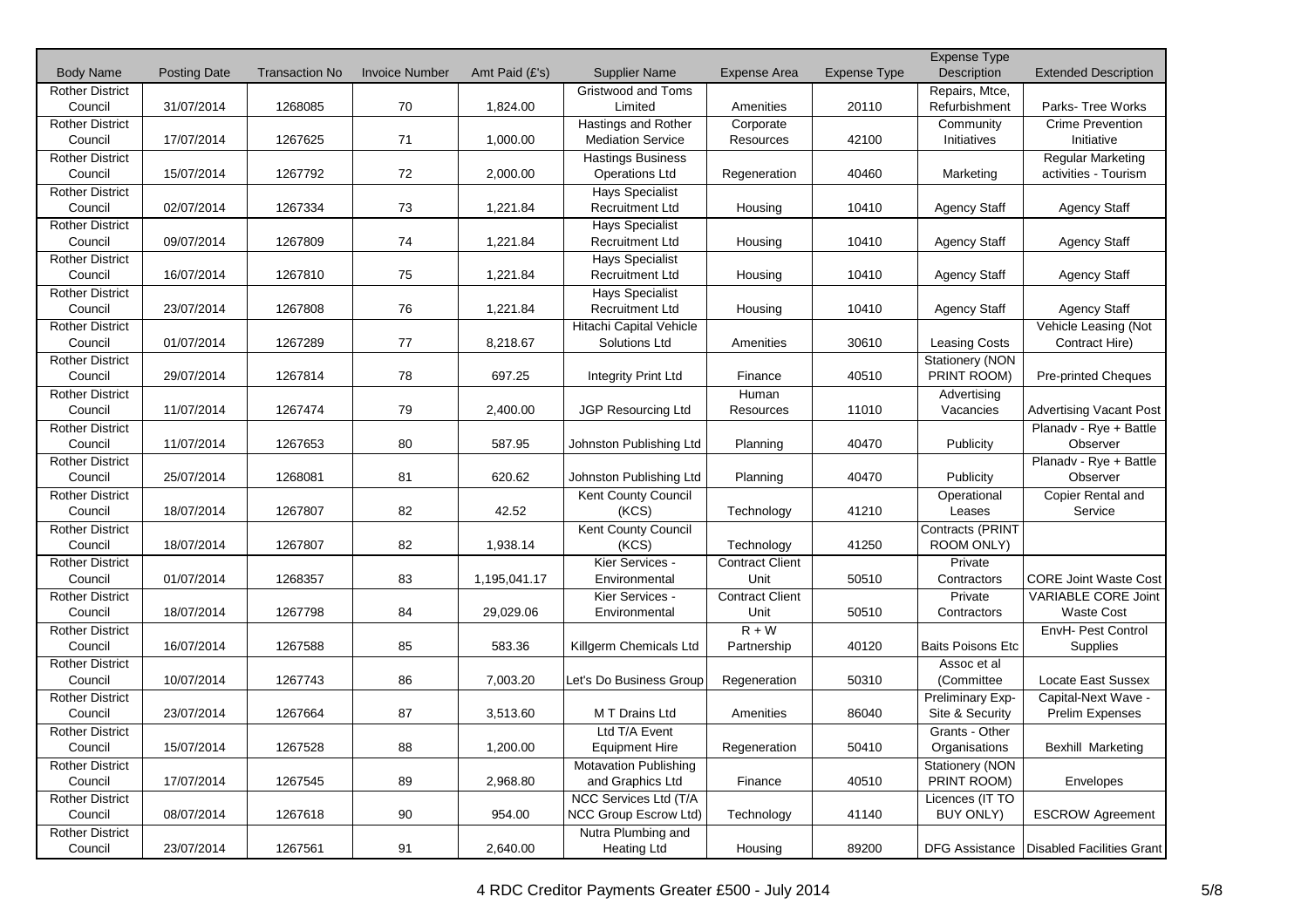| Body Name | Posting Date | Transaction No | Invoice Number | Amt Paid (£'s) | Supplier Name | Expense Area | Expense Type | Expense Type Description | Extended Description |
|---|---|---|---|---|---|---|---|---|---|
| Rother District Council | 31/07/2014 | 1268085 | 70 | 1,824.00 | Gristwood and Toms Limited | Amenities | 20110 | Repairs, Mtce, Refurbishment | Parks- Tree Works |
| Rother District Council | 17/07/2014 | 1267625 | 71 | 1,000.00 | Hastings and Rother Mediation Service | Corporate Resources | 42100 | Community Initiatives | Crime Prevention Initiative |
| Rother District Council | 15/07/2014 | 1267792 | 72 | 2,000.00 | Hastings Business Operations Ltd | Regeneration | 40460 | Marketing | Regular Marketing activities - Tourism |
| Rother District Council | 02/07/2014 | 1267334 | 73 | 1,221.84 | Hays Specialist Recruitment Ltd | Housing | 10410 | Agency Staff | Agency Staff |
| Rother District Council | 09/07/2014 | 1267809 | 74 | 1,221.84 | Hays Specialist Recruitment Ltd | Housing | 10410 | Agency Staff | Agency Staff |
| Rother District Council | 16/07/2014 | 1267810 | 75 | 1,221.84 | Hays Specialist Recruitment Ltd | Housing | 10410 | Agency Staff | Agency Staff |
| Rother District Council | 23/07/2014 | 1267808 | 76 | 1,221.84 | Hays Specialist Recruitment Ltd | Housing | 10410 | Agency Staff | Agency Staff |
| Rother District Council | 01/07/2014 | 1267289 | 77 | 8,218.67 | Hitachi Capital Vehicle Solutions Ltd | Amenities | 30610 | Leasing Costs | Vehicle Leasing (Not Contract Hire) |
| Rother District Council | 29/07/2014 | 1267814 | 78 | 697.25 | Integrity Print Ltd | Finance | 40510 | Stationery (NON PRINT ROOM) | Pre-printed Cheques |
| Rother District Council | 11/07/2014 | 1267474 | 79 | 2,400.00 | JGP Resourcing Ltd | Human Resources | 11010 | Advertising Vacancies | Advertising Vacant Post |
| Rother District Council | 11/07/2014 | 1267653 | 80 | 587.95 | Johnston Publishing Ltd | Planning | 40470 | Publicity | Planadv - Rye + Battle Observer |
| Rother District Council | 25/07/2014 | 1268081 | 81 | 620.62 | Johnston Publishing Ltd | Planning | 40470 | Publicity | Planadv - Rye + Battle Observer |
| Rother District Council | 18/07/2014 | 1267807 | 82 | 42.52 | Kent County Council (KCS) | Technology | 41210 | Operational Leases | Copier Rental and Service |
| Rother District Council | 18/07/2014 | 1267807 | 82 | 1,938.14 | Kent County Council (KCS) | Technology | 41250 | Contracts (PRINT ROOM ONLY) | |
| Rother District Council | 01/07/2014 | 1268357 | 83 | 1,195,041.17 | Kier Services - Environmental | Contract Client Unit | 50510 | Private Contractors | CORE Joint Waste Cost |
| Rother District Council | 18/07/2014 | 1267798 | 84 | 29,029.06 | Kier Services - Environmental | Contract Client Unit | 50510 | Private Contractors | VARIABLE CORE Joint Waste Cost |
| Rother District Council | 16/07/2014 | 1267588 | 85 | 583.36 | Killgerm Chemicals Ltd | R + W Partnership | 40120 | Baits Poisons Etc | EnvH- Pest Control Supplies |
| Rother District Council | 10/07/2014 | 1267743 | 86 | 7,003.20 | Let's Do Business Group | Regeneration | 50310 | Assoc et al (Committee | Locate East Sussex |
| Rother District Council | 23/07/2014 | 1267664 | 87 | 3,513.60 | M T Drains Ltd | Amenities | 86040 | Preliminary Exp-Site & Security | Capital-Next Wave - Prelim Expenses |
| Rother District Council | 15/07/2014 | 1267528 | 88 | 1,200.00 | Ltd T/A Event Equipment Hire | Regeneration | 50410 | Grants - Other Organisations | Bexhill Marketing |
| Rother District Council | 17/07/2014 | 1267545 | 89 | 2,968.80 | Motavation Publishing and Graphics Ltd | Finance | 40510 | Stationery (NON PRINT ROOM) | Envelopes |
| Rother District Council | 08/07/2014 | 1267618 | 90 | 954.00 | NCC Services Ltd (T/A NCC Group Escrow Ltd) | Technology | 41140 | Licences (IT TO BUY ONLY) | ESCROW Agreement |
| Rother District Council | 23/07/2014 | 1267561 | 91 | 2,640.00 | Nutra Plumbing and Heating Ltd | Housing | 89200 | DFG Assistance | Disabled Facilities Grant |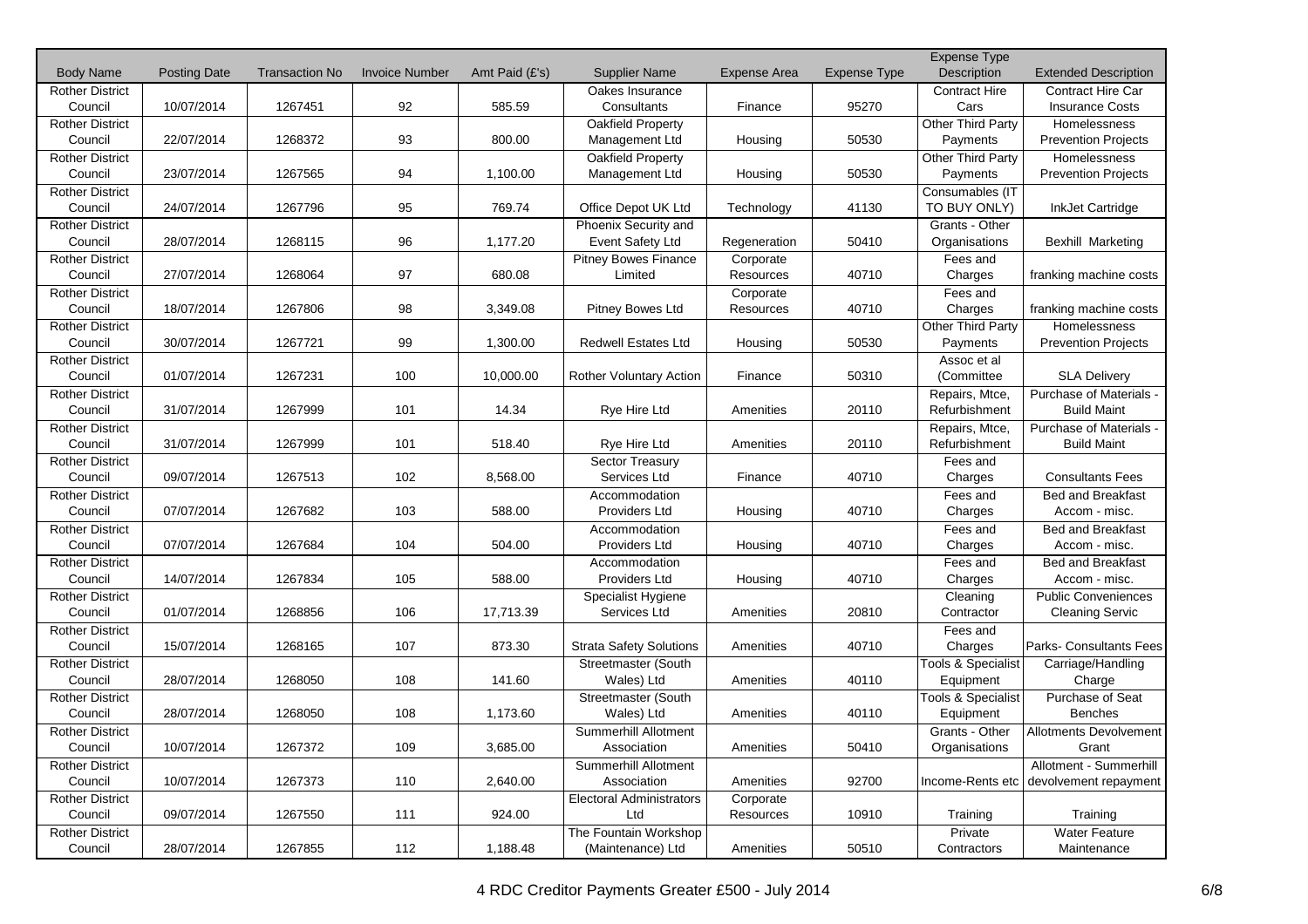| Body Name | Posting Date | Transaction No | Invoice Number | Amt Paid (£'s) | Supplier Name | Expense Area | Expense Type | Expense Type Description | Extended Description |
|---|---|---|---|---|---|---|---|---|---|
| Rother District Council | 10/07/2014 | 1267451 | 92 | 585.59 | Oakes Insurance Consultants | Finance | 95270 | Contract Hire Cars | Contract Hire Car Insurance Costs |
| Rother District Council | 22/07/2014 | 1268372 | 93 | 800.00 | Oakfield Property Management Ltd | Housing | 50530 | Other Third Party Payments | Homelessness Prevention Projects |
| Rother District Council | 23/07/2014 | 1267565 | 94 | 1,100.00 | Oakfield Property Management Ltd | Housing | 50530 | Other Third Party Payments | Homelessness Prevention Projects |
| Rother District Council | 24/07/2014 | 1267796 | 95 | 769.74 | Office Depot UK Ltd | Technology | 41130 | Consumables (IT TO BUY ONLY) | InkJet Cartridge |
| Rother District Council | 28/07/2014 | 1268115 | 96 | 1,177.20 | Phoenix Security and Event Safety Ltd | Regeneration | 50410 | Grants - Other Organisations | Bexhill Marketing |
| Rother District Council | 27/07/2014 | 1268064 | 97 | 680.08 | Pitney Bowes Finance Limited | Corporate Resources | 40710 | Fees and Charges | franking machine costs |
| Rother District Council | 18/07/2014 | 1267806 | 98 | 3,349.08 | Pitney Bowes Ltd | Corporate Resources | 40710 | Fees and Charges | franking machine costs |
| Rother District Council | 30/07/2014 | 1267721 | 99 | 1,300.00 | Redwell Estates Ltd | Housing | 50530 | Other Third Party Payments | Homelessness Prevention Projects |
| Rother District Council | 01/07/2014 | 1267231 | 100 | 10,000.00 | Rother Voluntary Action | Finance | 50310 | Assoc et al (Committee | SLA Delivery |
| Rother District Council | 31/07/2014 | 1267999 | 101 | 14.34 | Rye Hire Ltd | Amenities | 20110 | Repairs, Mtce, Refurbishment | Purchase of Materials - Build Maint |
| Rother District Council | 31/07/2014 | 1267999 | 101 | 518.40 | Rye Hire Ltd | Amenities | 20110 | Repairs, Mtce, Refurbishment | Purchase of Materials - Build Maint |
| Rother District Council | 09/07/2014 | 1267513 | 102 | 8,568.00 | Sector Treasury Services Ltd | Finance | 40710 | Fees and Charges | Consultants Fees |
| Rother District Council | 07/07/2014 | 1267682 | 103 | 588.00 | Accommodation Providers Ltd | Housing | 40710 | Fees and Charges | Bed and Breakfast Accom - misc. |
| Rother District Council | 07/07/2014 | 1267684 | 104 | 504.00 | Accommodation Providers Ltd | Housing | 40710 | Fees and Charges | Bed and Breakfast Accom - misc. |
| Rother District Council | 14/07/2014 | 1267834 | 105 | 588.00 | Accommodation Providers Ltd | Housing | 40710 | Fees and Charges | Bed and Breakfast Accom - misc. |
| Rother District Council | 01/07/2014 | 1268856 | 106 | 17,713.39 | Specialist Hygiene Services Ltd | Amenities | 20810 | Cleaning Contractor | Public Conveniences Cleaning Servic |
| Rother District Council | 15/07/2014 | 1268165 | 107 | 873.30 | Strata Safety Solutions | Amenities | 40710 | Fees and Charges | Parks- Consultants Fees |
| Rother District Council | 28/07/2014 | 1268050 | 108 | 141.60 | Streetmaster (South Wales) Ltd | Amenities | 40110 | Tools & Specialist Equipment | Carriage/Handling Charge |
| Rother District Council | 28/07/2014 | 1268050 | 108 | 1,173.60 | Streetmaster (South Wales) Ltd | Amenities | 40110 | Tools & Specialist Equipment | Purchase of Seat Benches |
| Rother District Council | 10/07/2014 | 1267372 | 109 | 3,685.00 | Summerhill Allotment Association | Amenities | 50410 | Grants - Other Organisations | Allotments Devolvement Grant |
| Rother District Council | 10/07/2014 | 1267373 | 110 | 2,640.00 | Summerhill Allotment Association | Amenities | 92700 | Income-Rents etc | Allotment - Summerhill devolvement repayment |
| Rother District Council | 09/07/2014 | 1267550 | 111 | 924.00 | Electoral Administrators Ltd | Corporate Resources | 10910 | Training | Training |
| Rother District Council | 28/07/2014 | 1267855 | 112 | 1,188.48 | The Fountain Workshop (Maintenance) Ltd | Amenities | 50510 | Private Contractors | Water Feature Maintenance |

4 RDC Creditor Payments Greater £500 - July 2014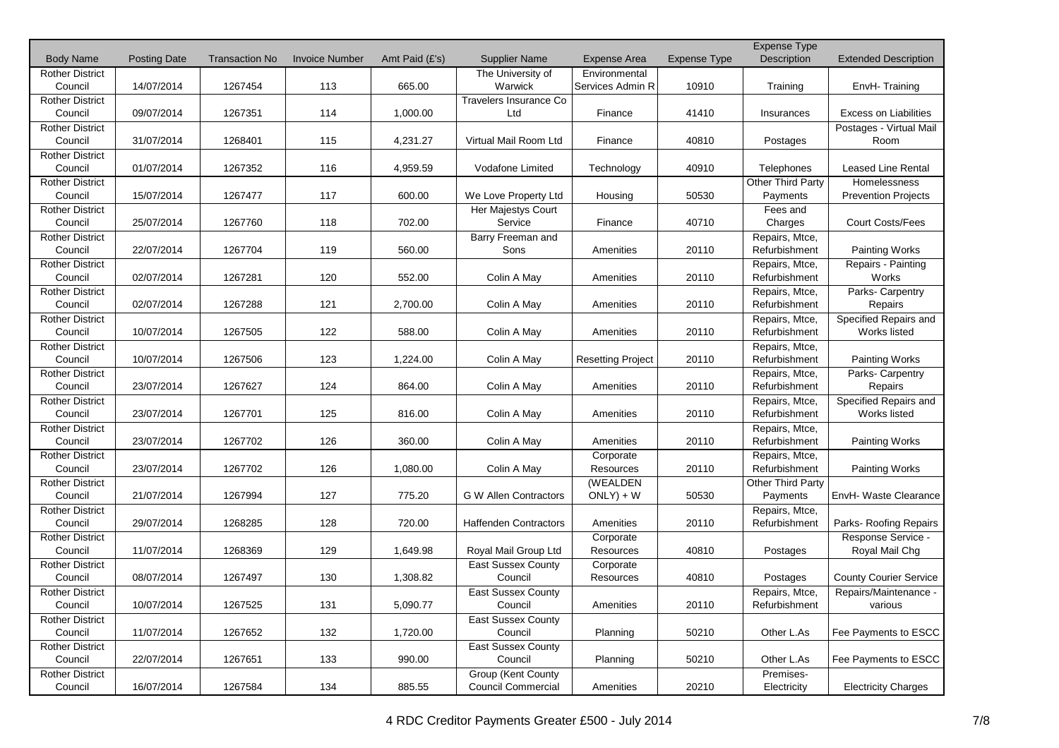| Body Name | Posting Date | Transaction No | Invoice Number | Amt Paid (£'s) | Supplier Name | Expense Area | Expense Type | Expense Type Description | Extended Description |
|---|---|---|---|---|---|---|---|---|---|
| Rother District Council | 14/07/2014 | 1267454 | 113 | 665.00 | The University of Warwick | Environmental Services Admin R | 10910 | Training | EnvH- Training |
| Rother District Council | 09/07/2014 | 1267351 | 114 | 1,000.00 | Travelers Insurance Co Ltd | Finance | 41410 | Insurances | Excess on Liabilities |
| Rother District Council | 31/07/2014 | 1268401 | 115 | 4,231.27 | Virtual Mail Room Ltd | Finance | 40810 | Postages | Postages - Virtual Mail Room |
| Rother District Council | 01/07/2014 | 1267352 | 116 | 4,959.59 | Vodafone Limited | Technology | 40910 | Telephones | Leased Line Rental |
| Rother District Council | 15/07/2014 | 1267477 | 117 | 600.00 | We Love Property Ltd | Housing | 50530 | Other Third Party Payments | Homelessness Prevention Projects |
| Rother District Council | 25/07/2014 | 1267760 | 118 | 702.00 | Her Majestys Court Service | Finance | 40710 | Fees and Charges | Court Costs/Fees |
| Rother District Council | 22/07/2014 | 1267704 | 119 | 560.00 | Barry Freeman and Sons | Amenities | 20110 | Repairs, Mtce, Refurbishment | Painting Works |
| Rother District Council | 02/07/2014 | 1267281 | 120 | 552.00 | Colin A May | Amenities | 20110 | Repairs, Mtce, Refurbishment | Repairs - Painting Works |
| Rother District Council | 02/07/2014 | 1267288 | 121 | 2,700.00 | Colin A May | Amenities | 20110 | Repairs, Mtce, Refurbishment | Parks- Carpentry Repairs |
| Rother District Council | 10/07/2014 | 1267505 | 122 | 588.00 | Colin A May | Amenities | 20110 | Repairs, Mtce, Refurbishment | Specified Repairs and Works listed |
| Rother District Council | 10/07/2014 | 1267506 | 123 | 1,224.00 | Colin A May | Resetting Project | 20110 | Repairs, Mtce, Refurbishment | Painting Works |
| Rother District Council | 23/07/2014 | 1267627 | 124 | 864.00 | Colin A May | Amenities | 20110 | Repairs, Mtce, Refurbishment | Parks- Carpentry Repairs |
| Rother District Council | 23/07/2014 | 1267701 | 125 | 816.00 | Colin A May | Amenities | 20110 | Repairs, Mtce, Refurbishment | Specified Repairs and Works listed |
| Rother District Council | 23/07/2014 | 1267702 | 126 | 360.00 | Colin A May | Amenities | 20110 | Repairs, Mtce, Refurbishment | Painting Works |
| Rother District Council | 23/07/2014 | 1267702 | 126 | 1,080.00 | Colin A May | Corporate Resources | 20110 | Repairs, Mtce, Refurbishment | Painting Works |
| Rother District Council | 21/07/2014 | 1267994 | 127 | 775.20 | G W Allen Contractors | (WEALDEN ONLY) + W | 50530 | Other Third Party Payments | EnvH- Waste Clearance |
| Rother District Council | 29/07/2014 | 1268285 | 128 | 720.00 | Haffenden Contractors | Amenities | 20110 | Repairs, Mtce, Refurbishment | Parks- Roofing Repairs |
| Rother District Council | 11/07/2014 | 1268369 | 129 | 1,649.98 | Royal Mail Group Ltd | Corporate Resources | 40810 | Postages | Response Service - Royal Mail Chg |
| Rother District Council | 08/07/2014 | 1267497 | 130 | 1,308.82 | East Sussex County Council | Corporate Resources | 40810 | Postages | County Courier Service |
| Rother District Council | 10/07/2014 | 1267525 | 131 | 5,090.77 | East Sussex County Council | Amenities | 20110 | Repairs, Mtce, Refurbishment | Repairs/Maintenance - various |
| Rother District Council | 11/07/2014 | 1267652 | 132 | 1,720.00 | East Sussex County Council | Planning | 50210 | Other L.As | Fee Payments to ESCC |
| Rother District Council | 22/07/2014 | 1267651 | 133 | 990.00 | East Sussex County Council | Planning | 50210 | Other L.As | Fee Payments to ESCC |
| Rother District Council | 16/07/2014 | 1267584 | 134 | 885.55 | Group (Kent County Council Commercial | Amenities | 20210 | Premises- Electricity | Electricity Charges |

4 RDC Creditor Payments Greater £500 - July 2014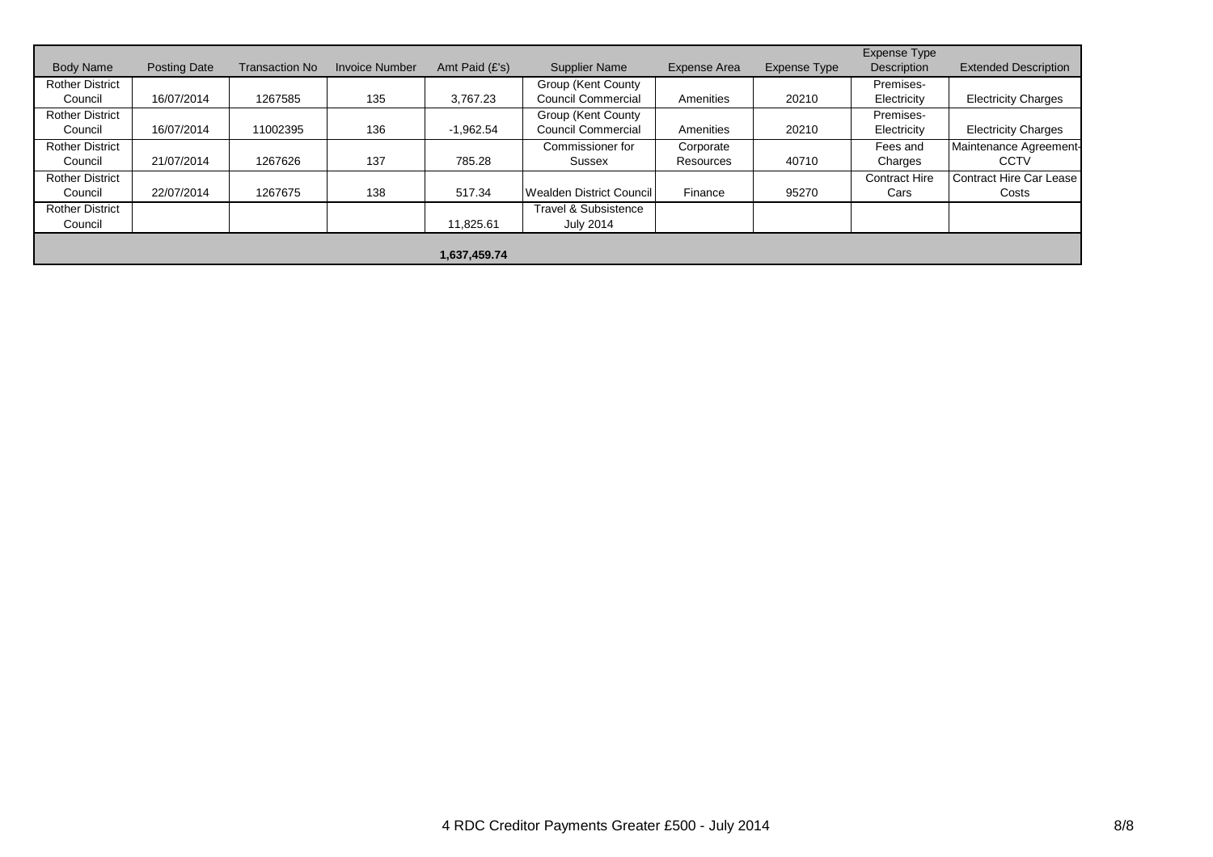| Body Name | Posting Date | Transaction No | Invoice Number | Amt Paid (£'s) | Supplier Name | Expense Area | Expense Type | Expense Type Description | Extended Description |
|---|---|---|---|---|---|---|---|---|---|
| Rother District Council | 16/07/2014 | 1267585 | 135 | 3,767.23 | Group (Kent County Council Commercial | Amenities | 20210 | Premises-Electricity | Electricity Charges |
| Rother District Council | 16/07/2014 | 11002395 | 136 | -1,962.54 | Group (Kent County Council Commercial | Amenities | 20210 | Premises-Electricity | Electricity Charges |
| Rother District Council | 21/07/2014 | 1267626 | 137 | 785.28 | Commissioner for Sussex | Corporate Resources | 40710 | Fees and Charges | Maintenance Agreement-CCTV |
| Rother District Council | 22/07/2014 | 1267675 | 138 | 517.34 | Wealden District Council | Finance | 95270 | Contract Hire Cars | Contract Hire Car Lease Costs |
| Rother District Council | | | | 11,825.61 | Travel & Subsistence July 2014 | | | | |
| | | | | **1,637,459.74** | | | | | |